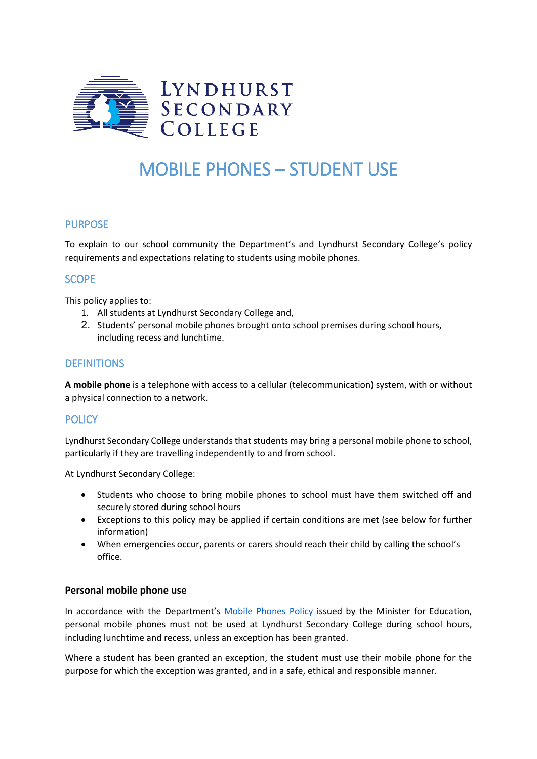Lyndhurst Secondary College

# MOBILE PHONES – STUDENT USE

## PURPOSE

To explain to our school community the Department's and Lyndhurst Secondary College's policy requirements and expectations relating to students using mobile phones.

## SCOPE

This policy applies to:

1. All students at Lyndhurst Secondary College and,
2. Students' personal mobile phones brought onto school premises during school hours, including recess and lunchtime.

## DEFINITIONS

**A mobile phone** is a telephone with access to a cellular (telecommunication) system, with or without a physical connection to a network.

## POLICY

Lyndhurst Secondary College understands that students may bring a personal mobile phone to school, particularly if they are travelling independently to and from school.

At Lyndhurst Secondary College:

- Students who choose to bring mobile phones to school must have them switched off and securely stored during school hours
- Exceptions to this policy may be applied if certain conditions are met (see below for further information)
- When emergencies occur, parents or carers should reach their child by calling the school's office.

### Personal mobile phone use

In accordance with the Department's Mobile Phones Policy issued by the Minister for Education, personal mobile phones must not be used at Lyndhurst Secondary College during school hours, including lunchtime and recess, unless an exception has been granted.

Where a student has been granted an exception, the student must use their mobile phone for the purpose for which the exception was granted, and in a safe, ethical and responsible manner.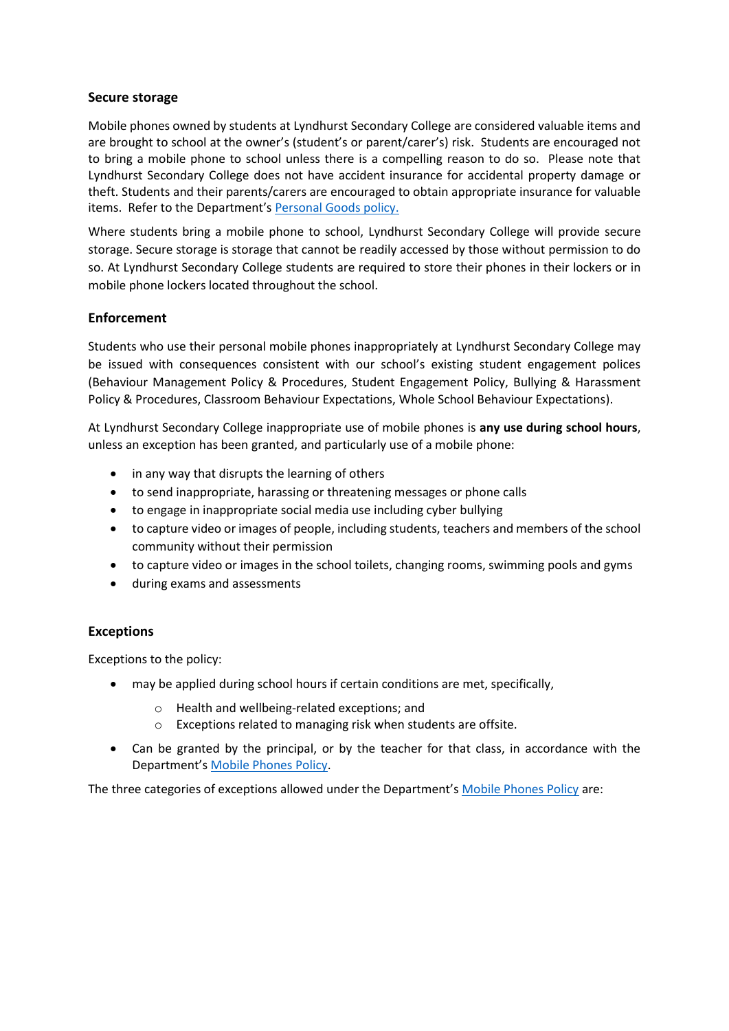## Secure storage

Mobile phones owned by students at Lyndhurst Secondary College are considered valuable items and are brought to school at the owner's (student's or parent/carer's) risk. Students are encouraged not to bring a mobile phone to school unless there is a compelling reason to do so. Please note that Lyndhurst Secondary College does not have accident insurance for accidental property damage or theft. Students and their parents/carers are encouraged to obtain appropriate insurance for valuable items. Refer to the Department's [Personal Goods policy.]

Where students bring a mobile phone to school, Lyndhurst Secondary College will provide secure storage. Secure storage is storage that cannot be readily accessed by those without permission to do so. At Lyndhurst Secondary College students are required to store their phones in their lockers or in mobile phone lockers located throughout the school.

## Enforcement

Students who use their personal mobile phones inappropriately at Lyndhurst Secondary College may be issued with consequences consistent with our school's existing student engagement polices (Behaviour Management Policy & Procedures, Student Engagement Policy, Bullying & Harassment Policy & Procedures, Classroom Behaviour Expectations, Whole School Behaviour Expectations).

At Lyndhurst Secondary College inappropriate use of mobile phones is **any use during school hours**, unless an exception has been granted, and particularly use of a mobile phone:

- in any way that disrupts the learning of others
- to send inappropriate, harassing or threatening messages or phone calls
- to engage in inappropriate social media use including cyber bullying
- to capture video or images of people, including students, teachers and members of the school community without their permission
- to capture video or images in the school toilets, changing rooms, swimming pools and gyms
- during exams and assessments

## Exceptions

Exceptions to the policy:

- may be applied during school hours if certain conditions are met, specifically,
  - Health and wellbeing-related exceptions; and
  - Exceptions related to managing risk when students are offsite.
- Can be granted by the principal, or by the teacher for that class, in accordance with the Department's [Mobile Phones Policy].

The three categories of exceptions allowed under the Department's [Mobile Phones Policy] are: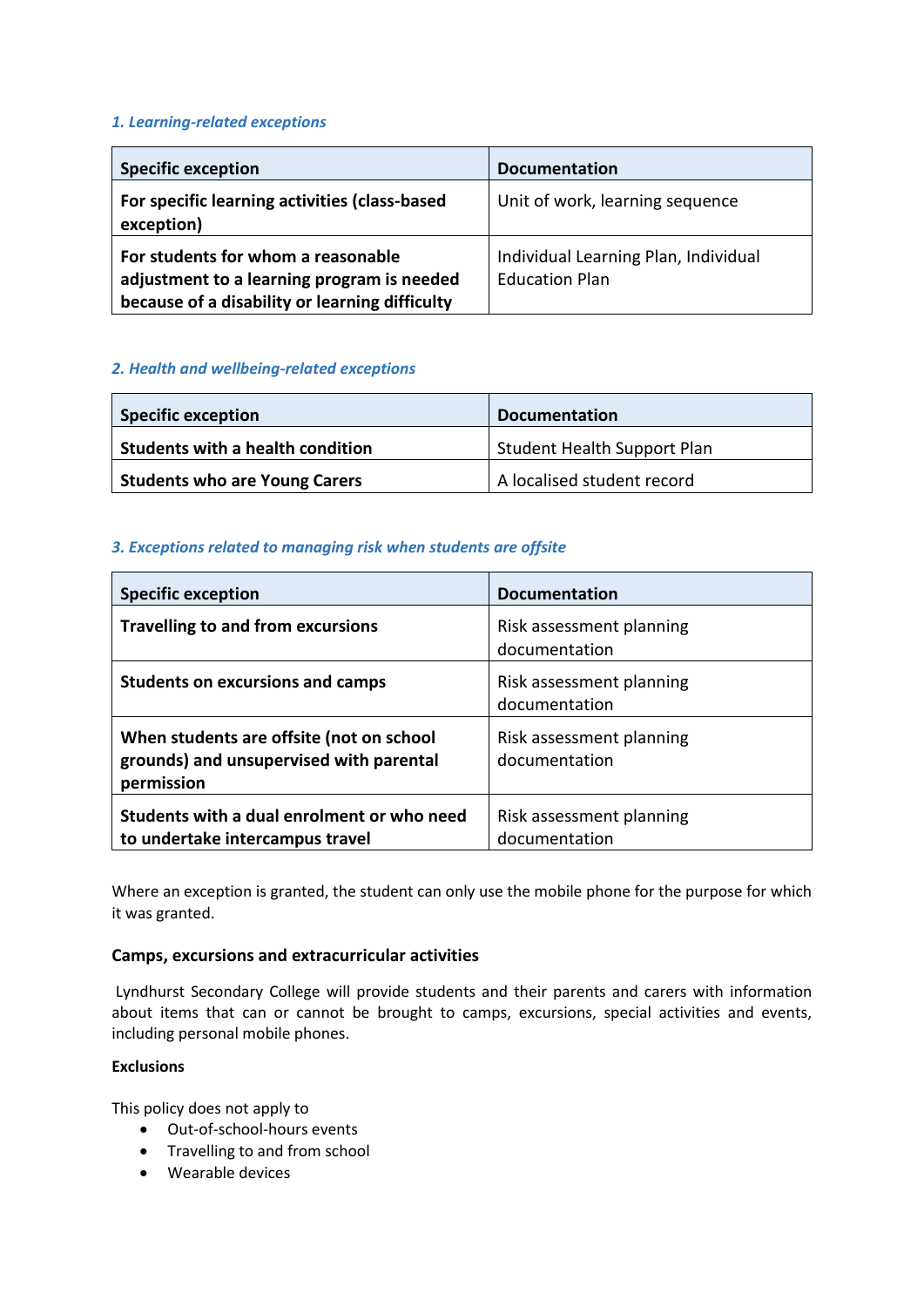### *1. Learning-related exceptions*

| Specific exception | Documentation |
|---|---|
| **For specific learning activities (class-based exception)** | Unit of work, learning sequence |
| **For students for whom a reasonable adjustment to a learning program is needed because of a disability or learning difficulty** | Individual Learning Plan, Individual Education Plan |

### *2. Health and wellbeing-related exceptions*

| Specific exception | Documentation |
|---|---|
| **Students with a health condition** | Student Health Support Plan |
| **Students who are Young Carers** | A localised student record |

### *3. Exceptions related to managing risk when students are offsite*

| Specific exception | Documentation |
|---|---|
| **Travelling to and from excursions** | Risk assessment planning documentation |
| **Students on excursions and camps** | Risk assessment planning documentation |
| **When students are offsite (not on school grounds) and unsupervised with parental permission** | Risk assessment planning documentation |
| **Students with a dual enrolment or who need to undertake intercampus travel** | Risk assessment planning documentation |

Where an exception is granted, the student can only use the mobile phone for the purpose for which it was granted.

### Camps, excursions and extracurricular activities

Lyndhurst Secondary College will provide students and their parents and carers with information about items that can or cannot be brought to camps, excursions, special activities and events, including personal mobile phones.

**Exclusions**

This policy does not apply to

- Out-of-school-hours events
- Travelling to and from school
- Wearable devices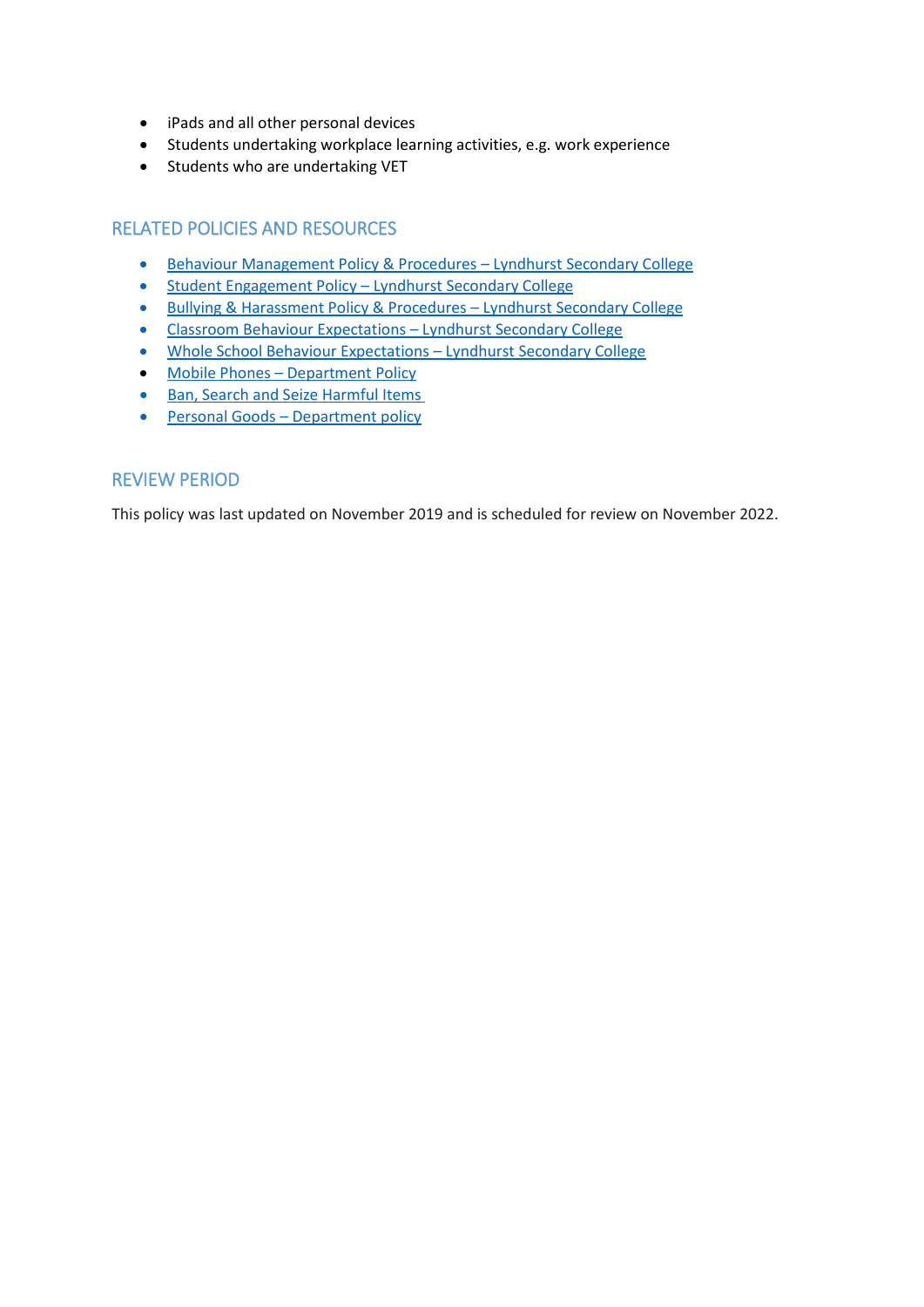- iPads and all other personal devices
- Students undertaking workplace learning activities, e.g. work experience
- Students who are undertaking VET

## RELATED POLICIES AND RESOURCES

- Behaviour Management Policy & Procedures – Lyndhurst Secondary College
- Student Engagement Policy – Lyndhurst Secondary College
- Bullying & Harassment Policy & Procedures – Lyndhurst Secondary College
- Classroom Behaviour Expectations – Lyndhurst Secondary College
- Whole School Behaviour Expectations – Lyndhurst Secondary College
- Mobile Phones – Department Policy
- Ban, Search and Seize Harmful Items
- Personal Goods – Department policy

## REVIEW PERIOD

This policy was last updated on November 2019 and is scheduled for review on November 2022.